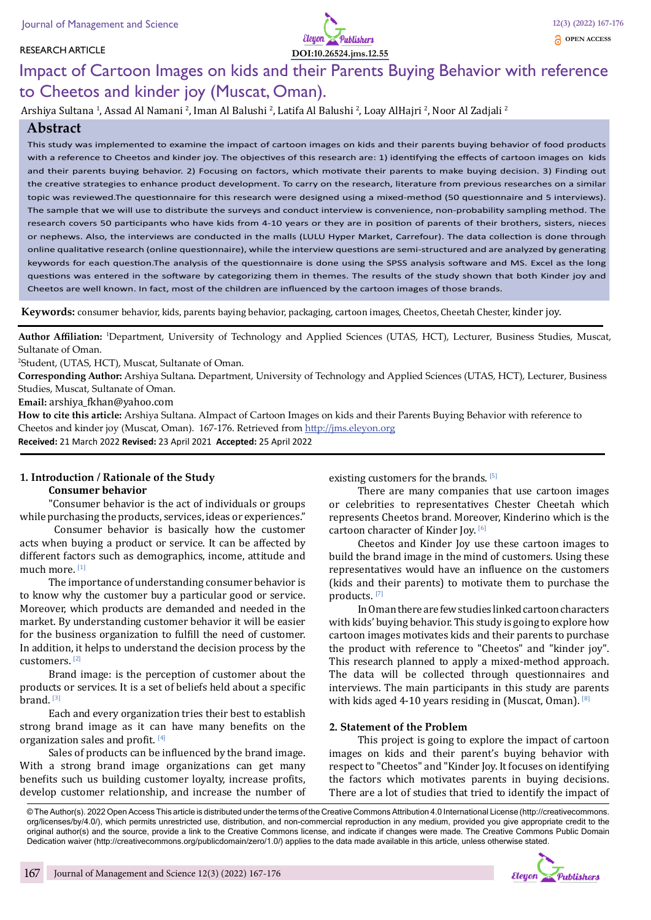RESEARCH ARTICLE

DOI:10.26524.jms.12.55

# Impact of Cartoon Images on kids and their Parents Buying Behavior with reference to Cheetos and kinder joy (Muscat, Oman).

Arshiya Sultana [1], Assad Al Namani [2], Iman Al Balushi [2], Latifa Al Balushi [2], Loay AlHajri [2], Noor Al Zadjali [2]

## Abstract

This study was implemented to examine the impact of cartoon images on kids and their parents buying behavior of food products with a reference to Cheetos and kinder joy. The objectives of this research are: 1) identifying the effects of cartoon images on kids and their parents buying behavior. 2) Focusing on factors, which motivate their parents to make buying decision. 3) Finding out the creative strategies to enhance product development. To carry on the research, literature from previous researches on a similar topic was reviewed.The questionnaire for this research were designed using a mixed-method (50 questionnaire and 5 interviews). The sample that we will use to distribute the surveys and conduct interview is convenience, non-probability sampling method. The research covers 50 participants who have kids from 4-10 years or they are in position of parents of their brothers, sisters, nieces or nephews. Also, the interviews are conducted in the malls (LULU Hyper Market, Carrefour). The data collection is done through online qualitative research (online questionnaire), while the interview questions are semi-structured and are analyzed by generating keywords for each question.The analysis of the questionnaire is done using the SPSS analysis software and MS. Excel as the long questions was entered in the software by categorizing them in themes. The results of the study shown that both Kinder joy and Cheetos are well known. In fact, most of the children are influenced by the cartoon images of those brands.

**Keywords:** consumer behavior, kids, parents baying behavior, packaging, cartoon images, Cheetos, Cheetah Chester, kinder joy.

**Author Affiliation:** [1]Department, University of Technology and Applied Sciences (UTAS, HCT), Lecturer, Business Studies, Muscat, Sultanate of Oman.

[2]Student, (UTAS, HCT), Muscat, Sultanate of Oman.

**Corresponding Author:** Arshiya Sultana. Department, University of Technology and Applied Sciences (UTAS, HCT), Lecturer, Business Studies, Muscat, Sultanate of Oman.

**Email:** arshiya_fkhan@yahoo.com

**How to cite this article:** Arshiya Sultana. AImpact of Cartoon Images on kids and their Parents Buying Behavior with reference to Cheetos and kinder joy (Muscat, Oman). 167-176. Retrieved from http://jms.eleyon.org

**Received:** 21 March 2022 **Revised:** 23 April 2021 **Accepted:** 25 April 2022

## 1. Introduction / Rationale of the Study

### Consumer behavior

"Consumer behavior is the act of individuals or groups while purchasing the products, services, ideas or experiences."

Consumer behavior is basically how the customer acts when buying a product or service. It can be affected by different factors such as demographics, income, attitude and much more. [1]

The importance of understanding consumer behavior is to know why the customer buy a particular good or service. Moreover, which products are demanded and needed in the market. By understanding customer behavior it will be easier for the business organization to fulfill the need of customer. In addition, it helps to understand the decision process by the customers. [2]

Brand image: is the perception of customer about the products or services. It is a set of beliefs held about a specific brand. [3]

Each and every organization tries their best to establish strong brand image as it can have many benefits on the organization sales and profit. [4]

Sales of products can be influenced by the brand image. With a strong brand image organizations can get many benefits such us building customer loyalty, increase profits, develop customer relationship, and increase the number of existing customers for the brands. [5]

There are many companies that use cartoon images or celebrities to representatives Chester Cheetah which represents Cheetos brand. Moreover, Kinderino which is the cartoon character of Kinder Joy. [6]

Cheetos and Kinder Joy use these cartoon images to build the brand image in the mind of customers. Using these representatives would have an influence on the customers (kids and their parents) to motivate them to purchase the products. [7]

In Oman there are few studies linked cartoon characters with kids' buying behavior. This study is going to explore how cartoon images motivates kids and their parents to purchase the product with reference to "Cheetos" and "kinder joy". This research planned to apply a mixed-method approach. The data will be collected through questionnaires and interviews. The main participants in this study are parents with kids aged 4-10 years residing in (Muscat, Oman). [8]

## 2. Statement of the Problem

This project is going to explore the impact of cartoon images on kids and their parent's buying behavior with respect to "Cheetos" and "Kinder Joy. It focuses on identifying the factors which motivates parents in buying decisions. There are a lot of studies that tried to identify the impact of

© The Author(s). 2022 Open Access This article is distributed under the terms of the Creative Commons Attribution 4.0 International License (http://creativecommons.org/licenses/by/4.0/), which permits unrestricted use, distribution, and non-commercial reproduction in any medium, provided you give appropriate credit to the original author(s) and the source, provide a link to the Creative Commons license, and indicate if changes were made. The Creative Commons Public Domain Dedication waiver (http://creativecommons.org/publicdomain/zero/1.0/) applies to the data made available in this article, unless otherwise stated.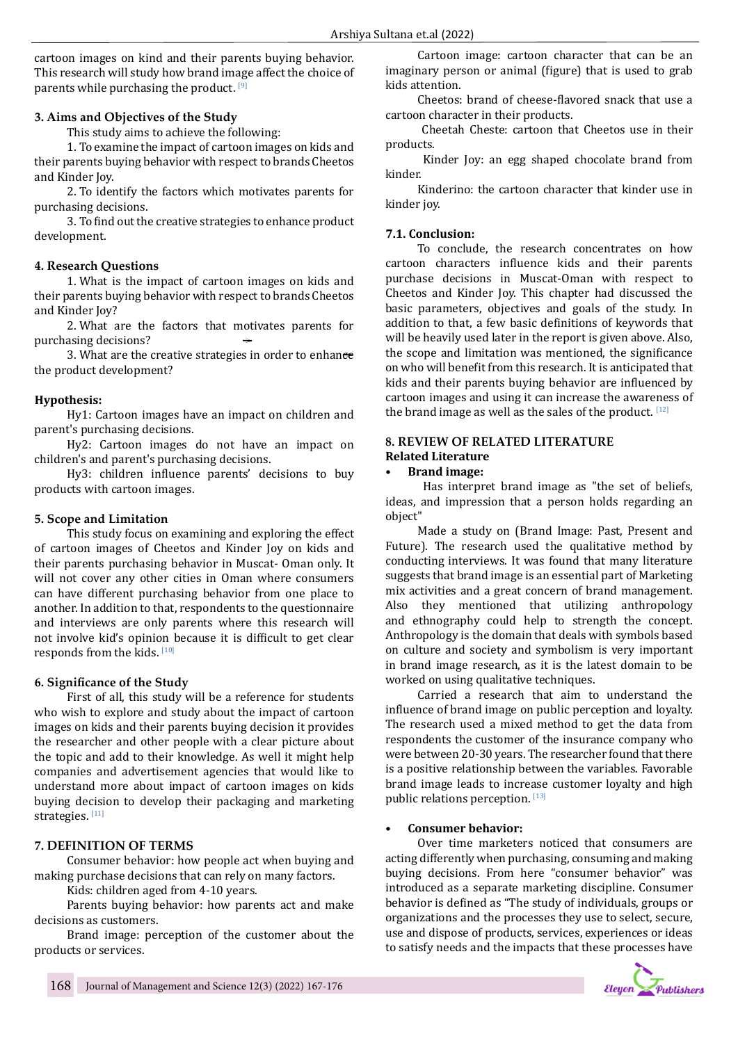cartoon images on kind and their parents buying behavior. This research will study how brand image affect the choice of parents while purchasing the product. [9]

### 3. Aims and Objectives of the Study

This study aims to achieve the following:

1. To examine the impact of cartoon images on kids and their parents buying behavior with respect to brands Cheetos and Kinder Joy.
2. To identify the factors which motivates parents for purchasing decisions.
3. To find out the creative strategies to enhance product development.

### 4. Research Questions

1. What is the impact of cartoon images on kids and their parents buying behavior with respect to brands Cheetos and Kinder Joy?
2. What are the factors that motivates parents for purchasing decisions?
3. What are the creative strategies in order to enhance the product development?

### Hypothesis:

Hy1: Cartoon images have an impact on children and parent's purchasing decisions.

Hy2: Cartoon images do not have an impact on children's and parent's purchasing decisions.

Hy3: children influence parents' decisions to buy products with cartoon images.

### 5. Scope and Limitation

This study focus on examining and exploring the effect of cartoon images of Cheetos and Kinder Joy on kids and their parents purchasing behavior in Muscat- Oman only. It will not cover any other cities in Oman where consumers can have different purchasing behavior from one place to another. In addition to that, respondents to the questionnaire and interviews are only parents where this research will not involve kid's opinion because it is difficult to get clear responds from the kids. [10]

### 6. Significance of the Study

First of all, this study will be a reference for students who wish to explore and study about the impact of cartoon images on kids and their parents buying decision it provides the researcher and other people with a clear picture about the topic and add to their knowledge. As well it might help companies and advertisement agencies that would like to understand more about impact of cartoon images on kids buying decision to develop their packaging and marketing strategies. [11]

### 7. DEFINITION OF TERMS

Consumer behavior: how people act when buying and making purchase decisions that can rely on many factors.

Kids: children aged from 4-10 years.

Parents buying behavior: how parents act and make decisions as customers.

Brand image: perception of the customer about the products or services.

Cartoon image: cartoon character that can be an imaginary person or animal (figure) that is used to grab kids attention.

Cheetos: brand of cheese-flavored snack that use a cartoon character in their products.

Cheetah Cheste: cartoon that Cheetos use in their products.

Kinder Joy: an egg shaped chocolate brand from kinder.

Kinderino: the cartoon character that kinder use in kinder joy.

### 7.1. Conclusion:

To conclude, the research concentrates on how cartoon characters influence kids and their parents purchase decisions in Muscat-Oman with respect to Cheetos and Kinder Joy. This chapter had discussed the basic parameters, objectives and goals of the study. In addition to that, a few basic definitions of keywords that will be heavily used later in the report is given above. Also, the scope and limitation was mentioned, the significance on who will benefit from this research. It is anticipated that kids and their parents buying behavior are influenced by cartoon images and using it can increase the awareness of the brand image as well as the sales of the product. [12]

### 8. REVIEW OF RELATED LITERATURE

#### Related Literature

- **Brand image:**

Has interpret brand image as "the set of beliefs, ideas, and impression that a person holds regarding an object"

Made a study on (Brand Image: Past, Present and Future). The research used the qualitative method by conducting interviews. It was found that many literature suggests that brand image is an essential part of Marketing mix activities and a great concern of brand management. Also they mentioned that utilizing anthropology and ethnography could help to strength the concept. Anthropology is the domain that deals with symbols based on culture and society and symbolism is very important in brand image research, as it is the latest domain to be worked on using qualitative techniques.

Carried a research that aim to understand the influence of brand image on public perception and loyalty. The research used a mixed method to get the data from respondents the customer of the insurance company who were between 20-30 years. The researcher found that there is a positive relationship between the variables. Favorable brand image leads to increase customer loyalty and high public relations perception. [13]

- **Consumer behavior:**

Over time marketers noticed that consumers are acting differently when purchasing, consuming and making buying decisions. From here "consumer behavior" was introduced as a separate marketing discipline. Consumer behavior is defined as "The study of individuals, groups or organizations and the processes they use to select, secure, use and dispose of products, services, experiences or ideas to satisfy needs and the impacts that these processes have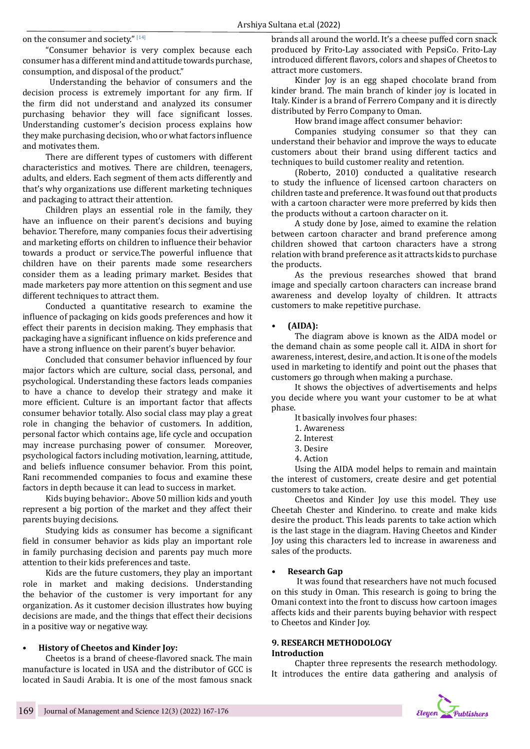on the consumer and society." [14]

"Consumer behavior is very complex because each consumer has a different mind and attitude towards purchase, consumption, and disposal of the product."

Understanding the behavior of consumers and the decision process is extremely important for any firm. If the firm did not understand and analyzed its consumer purchasing behavior they will face significant losses. Understanding customer's decision process explains how they make purchasing decision, who or what factors influence and motivates them.

There are different types of customers with different characteristics and motives. There are children, teenagers, adults, and elders. Each segment of them acts differently and that's why organizations use different marketing techniques and packaging to attract their attention.

Children plays an essential role in the family, they have an influence on their parent's decisions and buying behavior. Therefore, many companies focus their advertising and marketing efforts on children to influence their behavior towards a product or service.The powerful influence that children have on their parents made some researchers consider them as a leading primary market. Besides that made marketers pay more attention on this segment and use different techniques to attract them.

Conducted a quantitative research to examine the influence of packaging on kids goods preferences and how it effect their parents in decision making. They emphasis that packaging have a significant influence on kids preference and have a strong influence on their parent's buyer behavior.

Concluded that consumer behavior influenced by four major factors which are culture, social class, personal, and psychological. Understanding these factors leads companies to have a chance to develop their strategy and make it more efficient. Culture is an important factor that affects consumer behavior totally. Also social class may play a great role in changing the behavior of customers. In addition, personal factor which contains age, life cycle and occupation may increase purchasing power of consumer. Moreover, psychological factors including motivation, learning, attitude, and beliefs influence consumer behavior. From this point, Rani recommended companies to focus and examine these factors in depth because it can lead to success in market.

Kids buying behavior:. Above 50 million kids and youth represent a big portion of the market and they affect their parents buying decisions.

Studying kids as consumer has become a significant field in consumer behavior as kids play an important role in family purchasing decision and parents pay much more attention to their kids preferences and taste.

Kids are the future customers, they play an important role in market and making decisions. Understanding the behavior of the customer is very important for any organization. As it customer decision illustrates how buying decisions are made, and the things that effect their decisions in a positive way or negative way.

- **History of Cheetos and Kinder Joy:**

Cheetos is a brand of cheese-flavored snack. The main manufacture is located in USA and the distributor of GCC is located in Saudi Arabia. It is one of the most famous snack brands all around the world. It's a cheese puffed corn snack produced by Frito-Lay associated with PepsiCo. Frito-Lay introduced different flavors, colors and shapes of Cheetos to attract more customers.

Kinder Joy is an egg shaped chocolate brand from kinder brand. The main branch of kinder joy is located in Italy. Kinder is a brand of Ferrero Company and it is directly distributed by Ferro Company to Oman.

How brand image affect consumer behavior:

Companies studying consumer so that they can understand their behavior and improve the ways to educate customers about their brand using different tactics and techniques to build customer reality and retention.

(Roberto, 2010) conducted a qualitative research to study the influence of licensed cartoon characters on children taste and preference. It was found out that products with a cartoon character were more preferred by kids then the products without a cartoon character on it.

A study done by Jose, aimed to examine the relation between cartoon character and brand preference among children showed that cartoon characters have a strong relation with brand preference as it attracts kids to purchase the products.

As the previous researches showed that brand image and specially cartoon characters can increase brand awareness and develop loyalty of children. It attracts customers to make repetitive purchase.

- **(AIDA):**

The diagram above is known as the AIDA model or the demand chain as some people call it. AIDA in short for awareness, interest, desire, and action. It is one of the models used in marketing to identify and point out the phases that customers go through when making a purchase.

It shows the objectives of advertisements and helps you decide where you want your customer to be at what phase.

It basically involves four phases:

1. Awareness
2. Interest
3. Desire
4. Action

Using the AIDA model helps to remain and maintain the interest of customers, create desire and get potential customers to take action.

Cheetos and Kinder Joy use this model. They use Cheetah Chester and Kinderino. to create and make kids desire the product. This leads parents to take action which is the last stage in the diagram. Having Cheetos and Kinder Joy using this characters led to increase in awareness and sales of the products.

- **Research Gap**

It was found that researchers have not much focused on this study in Oman. This research is going to bring the Omani context into the front to discuss how cartoon images affects kids and their parents buying behavior with respect to Cheetos and Kinder Joy.

## 9. RESEARCH METHODOLOGY

### Introduction

Chapter three represents the research methodology. It introduces the entire data gathering and analysis of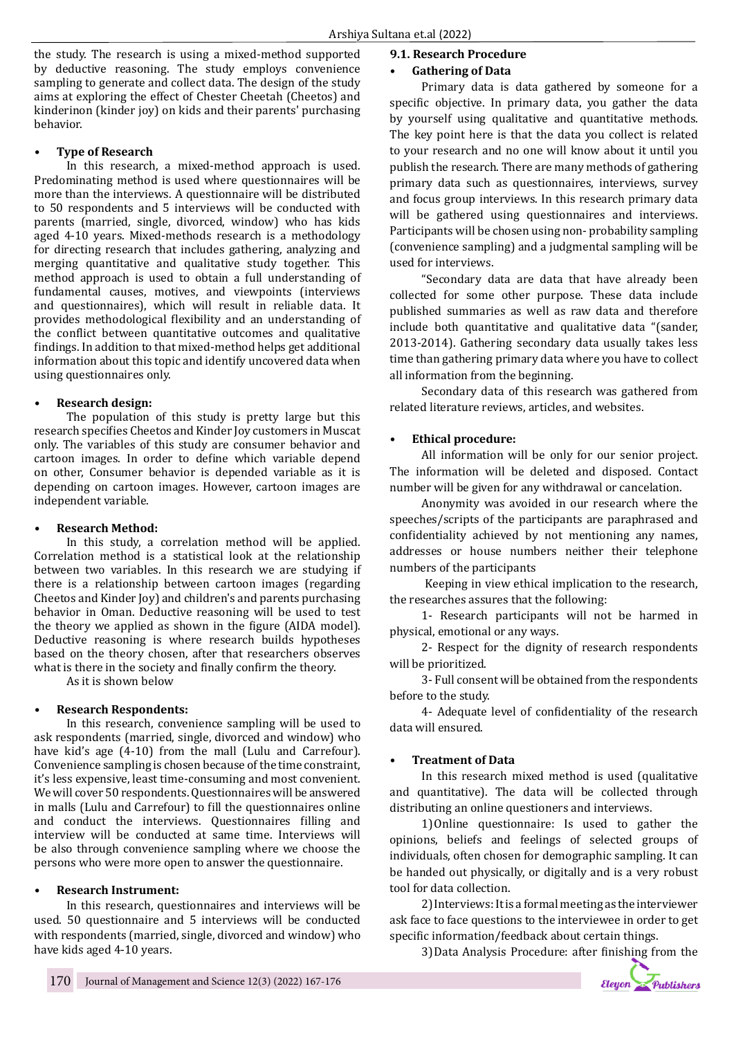the study. The research is using a mixed-method supported by deductive reasoning. The study employs convenience sampling to generate and collect data. The design of the study aims at exploring the effect of Chester Cheetah (Cheetos) and kinderinon (kinder joy) on kids and their parents' purchasing behavior.

- **Type of Research**

In this research, a mixed-method approach is used. Predominating method is used where questionnaires will be more than the interviews. A questionnaire will be distributed to 50 respondents and 5 interviews will be conducted with parents (married, single, divorced, window) who has kids aged 4-10 years. Mixed-methods research is a methodology for directing research that includes gathering, analyzing and merging quantitative and qualitative study together. This method approach is used to obtain a full understanding of fundamental causes, motives, and viewpoints (interviews and questionnaires), which will result in reliable data. It provides methodological flexibility and an understanding of the conflict between quantitative outcomes and qualitative findings. In addition to that mixed-method helps get additional information about this topic and identify uncovered data when using questionnaires only.

- **Research design:**

The population of this study is pretty large but this research specifies Cheetos and Kinder Joy customers in Muscat only. The variables of this study are consumer behavior and cartoon images. In order to define which variable depend on other, Consumer behavior is depended variable as it is depending on cartoon images. However, cartoon images are independent variable.

- **Research Method:**

In this study, a correlation method will be applied. Correlation method is a statistical look at the relationship between two variables. In this research we are studying if there is a relationship between cartoon images (regarding Cheetos and Kinder Joy) and children's and parents purchasing behavior in Oman. Deductive reasoning will be used to test the theory we applied as shown in the figure (AIDA model). Deductive reasoning is where research builds hypotheses based on the theory chosen, after that researchers observes what is there in the society and finally confirm the theory.

As it is shown below

- **Research Respondents:**

In this research, convenience sampling will be used to ask respondents (married, single, divorced and window) who have kid's age (4-10) from the mall (Lulu and Carrefour). Convenience sampling is chosen because of the time constraint, it's less expensive, least time-consuming and most convenient. We will cover 50 respondents. Questionnaires will be answered in malls (Lulu and Carrefour) to fill the questionnaires online and conduct the interviews. Questionnaires filling and interview will be conducted at same time. Interviews will be also through convenience sampling where we choose the persons who were more open to answer the questionnaire.

- **Research Instrument:**

In this research, questionnaires and interviews will be used. 50 questionnaire and 5 interviews will be conducted with respondents (married, single, divorced and window) who have kids aged 4-10 years.

### 9.1. Research Procedure

- **Gathering of Data**

Primary data is data gathered by someone for a specific objective. In primary data, you gather the data by yourself using qualitative and quantitative methods. The key point here is that the data you collect is related to your research and no one will know about it until you publish the research. There are many methods of gathering primary data such as questionnaires, interviews, survey and focus group interviews. In this research primary data will be gathered using questionnaires and interviews. Participants will be chosen using non- probability sampling (convenience sampling) and a judgmental sampling will be used for interviews.

"Secondary data are data that have already been collected for some other purpose. These data include published summaries as well as raw data and therefore include both quantitative and qualitative data "(sander, 2013-2014). Gathering secondary data usually takes less time than gathering primary data where you have to collect all information from the beginning.

Secondary data of this research was gathered from related literature reviews, articles, and websites.

- **Ethical procedure:**

All information will be only for our senior project. The information will be deleted and disposed. Contact number will be given for any withdrawal or cancelation.

Anonymity was avoided in our research where the speeches/scripts of the participants are paraphrased and confidentiality achieved by not mentioning any names, addresses or house numbers neither their telephone numbers of the participants

Keeping in view ethical implication to the research, the researches assures that the following:

1- Research participants will not be harmed in physical, emotional or any ways.

2- Respect for the dignity of research respondents will be prioritized.

3- Full consent will be obtained from the respondents before to the study.

4- Adequate level of confidentiality of the research data will ensured.

- **Treatment of Data**

In this research mixed method is used (qualitative and quantitative). The data will be collected through distributing an online questioners and interviews.

1) Online questionnaire: Is used to gather the opinions, beliefs and feelings of selected groups of individuals, often chosen for demographic sampling. It can be handed out physically, or digitally and is a very robust tool for data collection.

2) Interviews: It is a formal meeting as the interviewer ask face to face questions to the interviewee in order to get specific information/feedback about certain things.

3) Data Analysis Procedure: after finishing from the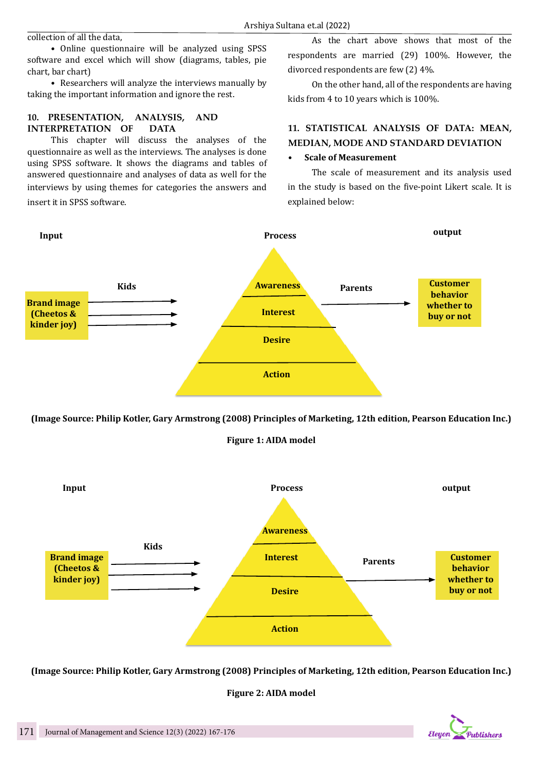collection of all the data,

- Online questionnaire will be analyzed using SPSS software and excel which will show (diagrams, tables, pie chart, bar chart)
- Researchers will analyze the interviews manually by taking the important information and ignore the rest.

## 10. PRESENTATION, ANALYSIS, AND INTERPRETATION OF DATA

This chapter will discuss the analyses of the questionnaire as well as the interviews. The analyses is done using SPSS software. It shows the diagrams and tables of answered questionnaire and analyses of data as well for the interviews by using themes for categories the answers and insert it in SPSS software.

As the chart above shows that most of the respondents are married (29) 100%. However, the divorced respondents are few (2) 4%.

On the other hand, all of the respondents are having kids from 4 to 10 years which is 100%.

## 11. STATISTICAL ANALYSIS OF DATA: MEAN, MEDIAN, MODE AND STANDARD DEVIATION

- **Scale of Measurement**

The scale of measurement and its analysis used in the study is based on the five-point Likert scale. It is explained below:

Input | Process | output

Brand image (Cheetos & kinder joy) → Kids → Awareness / Interest / Desire / Action → Parents → Customer behavior whether to buy or not

**(Image Source: Philip Kotler, Gary Armstrong (2008) Principles of Marketing, 12th edition, Pearson Education Inc.)**

**Figure 1: AIDA model**

Input | Process | output

Brand image (Cheetos & kinder joy) → Kids → Awareness / Interest / Desire / Action → Parents → Customer behavior whether to buy or not

**(Image Source: Philip Kotler, Gary Armstrong (2008) Principles of Marketing, 12th edition, Pearson Education Inc.)**

**Figure 2: AIDA model**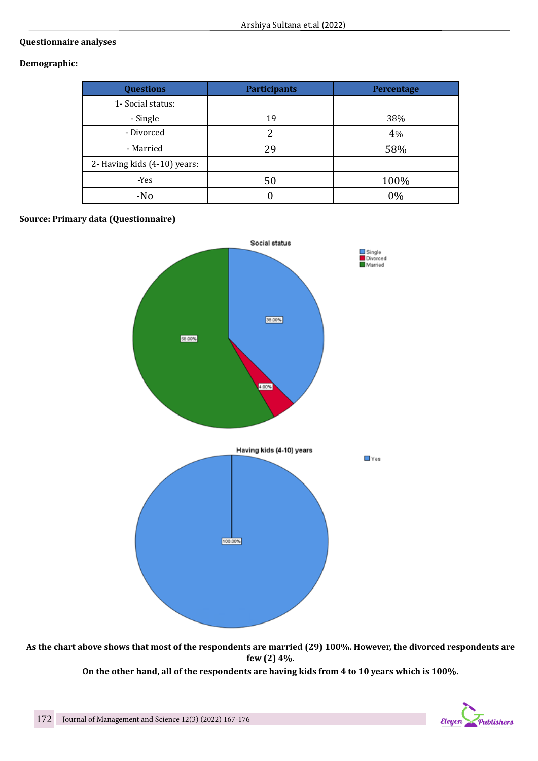**Questionnaire analyses**

**Demographic:**

| Questions | Participants | Percentage |
|---|---|---|
| 1- Social status: | | |
| - Single | 19 | 38% |
| - Divorced | 2 | 4% |
| - Married | 29 | 58% |
| 2- Having kids (4-10) years: | | |
| -Yes | 50 | 100% |
| -No | 0 | 0% |

**Source: Primary data (Questionnaire)**

**As the chart above shows that most of the respondents are married (29) 100%. However, the divorced respondents are few (2) 4%.**

**On the other hand, all of the respondents are having kids from 4 to 10 years which is 100%.**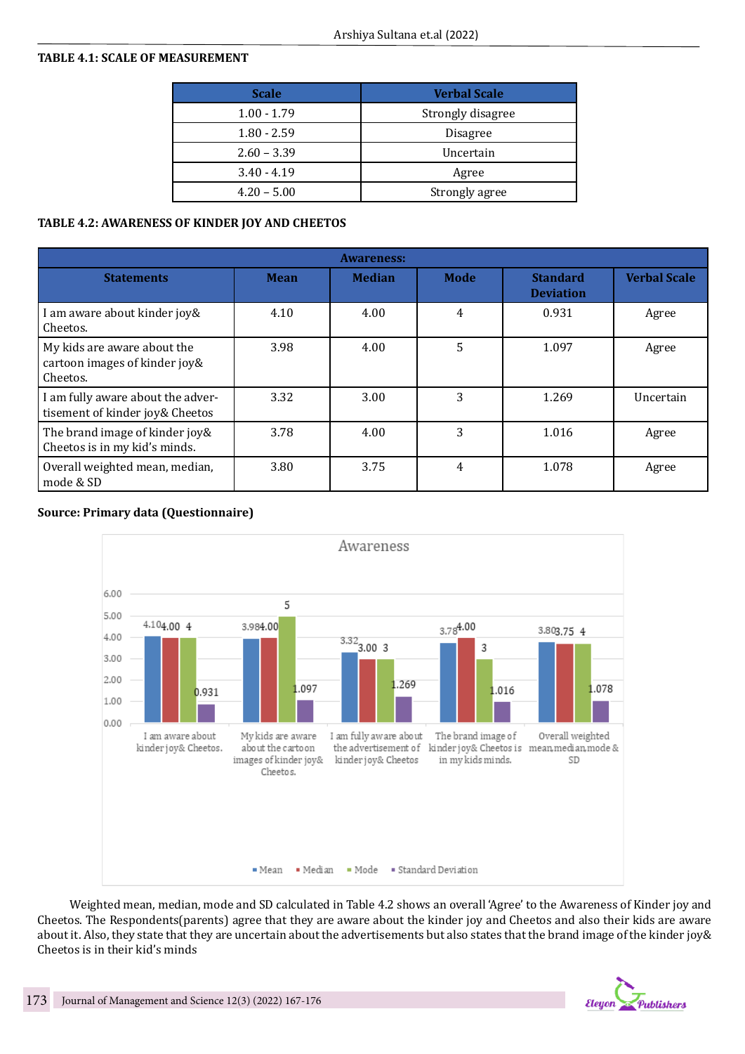**TABLE 4.1: SCALE OF MEASUREMENT**

| Scale | Verbal Scale |
|---|---|
| 1.00 - 1.79 | Strongly disagree |
| 1.80 - 2.59 | Disagree |
| 2.60 – 3.39 | Uncertain |
| 3.40 - 4.19 | Agree |
| 4.20 – 5.00 | Strongly agree |

**TABLE 4.2: AWARENESS OF KINDER JOY AND CHEETOS**

| Awareness: | | | | | |
|---|---|---|---|---|---|
| **Statements** | **Mean** | **Median** | **Mode** | **Standard Deviation** | **Verbal Scale** |
| I am aware about kinder joy& Cheetos. | 4.10 | 4.00 | 4 | 0.931 | Agree |
| My kids are aware about the cartoon images of kinder joy& Cheetos. | 3.98 | 4.00 | 5 | 1.097 | Agree |
| I am fully aware about the advertisement of kinder joy& Cheetos | 3.32 | 3.00 | 3 | 1.269 | Uncertain |
| The brand image of kinder joy& Cheetos is in my kid's minds. | 3.78 | 4.00 | 3 | 1.016 | Agree |
| Overall weighted mean, median, mode & SD | 3.80 | 3.75 | 4 | 1.078 | Agree |

**Source: Primary data (Questionnaire)**

Weighted mean, median, mode and SD calculated in Table 4.2 shows an overall 'Agree' to the Awareness of Kinder joy and Cheetos. The Respondents(parents) agree that they are aware about the kinder joy and Cheetos and also their kids are aware about it. Also, they state that they are uncertain about the advertisements but also states that the brand image of the kinder joy& Cheetos is in their kid's minds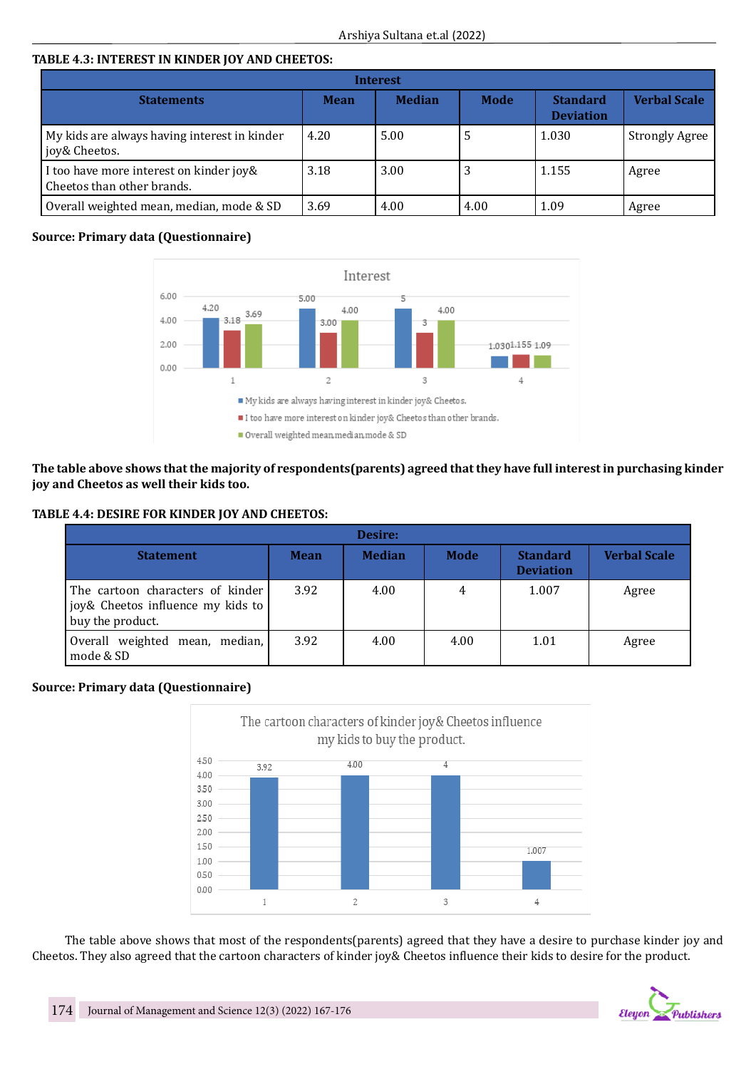**TABLE 4.3: INTEREST IN KINDER JOY AND CHEETOS:**

| Interest | | | | | |
|---|---|---|---|---|---|
| **Statements** | **Mean** | **Median** | **Mode** | **Standard Deviation** | **Verbal Scale** |
| My kids are always having interest in kinder joy& Cheetos. | 4.20 | 5.00 | 5 | 1.030 | Strongly Agree |
| I too have more interest on kinder joy& Cheetos than other brands. | 3.18 | 3.00 | 3 | 1.155 | Agree |
| Overall weighted mean, median, mode & SD | 3.69 | 4.00 | 4.00 | 1.09 | Agree |

**Source: Primary data (Questionnaire)**

**The table above shows that the majority of respondents(parents) agreed that they have full interest in purchasing kinder joy and Cheetos as well their kids too.**

**TABLE 4.4: DESIRE FOR KINDER JOY AND CHEETOS:**

| Desire: | | | | | |
|---|---|---|---|---|---|
| **Statement** | **Mean** | **Median** | **Mode** | **Standard Deviation** | **Verbal Scale** |
| The cartoon characters of kinder joy& Cheetos influence my kids to buy the product. | 3.92 | 4.00 | 4 | 1.007 | Agree |
| Overall weighted mean, median, mode & SD | 3.92 | 4.00 | 4.00 | 1.01 | Agree |

**Source: Primary data (Questionnaire)**

The table above shows that most of the respondents(parents) agreed that they have a desire to purchase kinder joy and Cheetos. They also agreed that the cartoon characters of kinder joy& Cheetos influence their kids to desire for the product.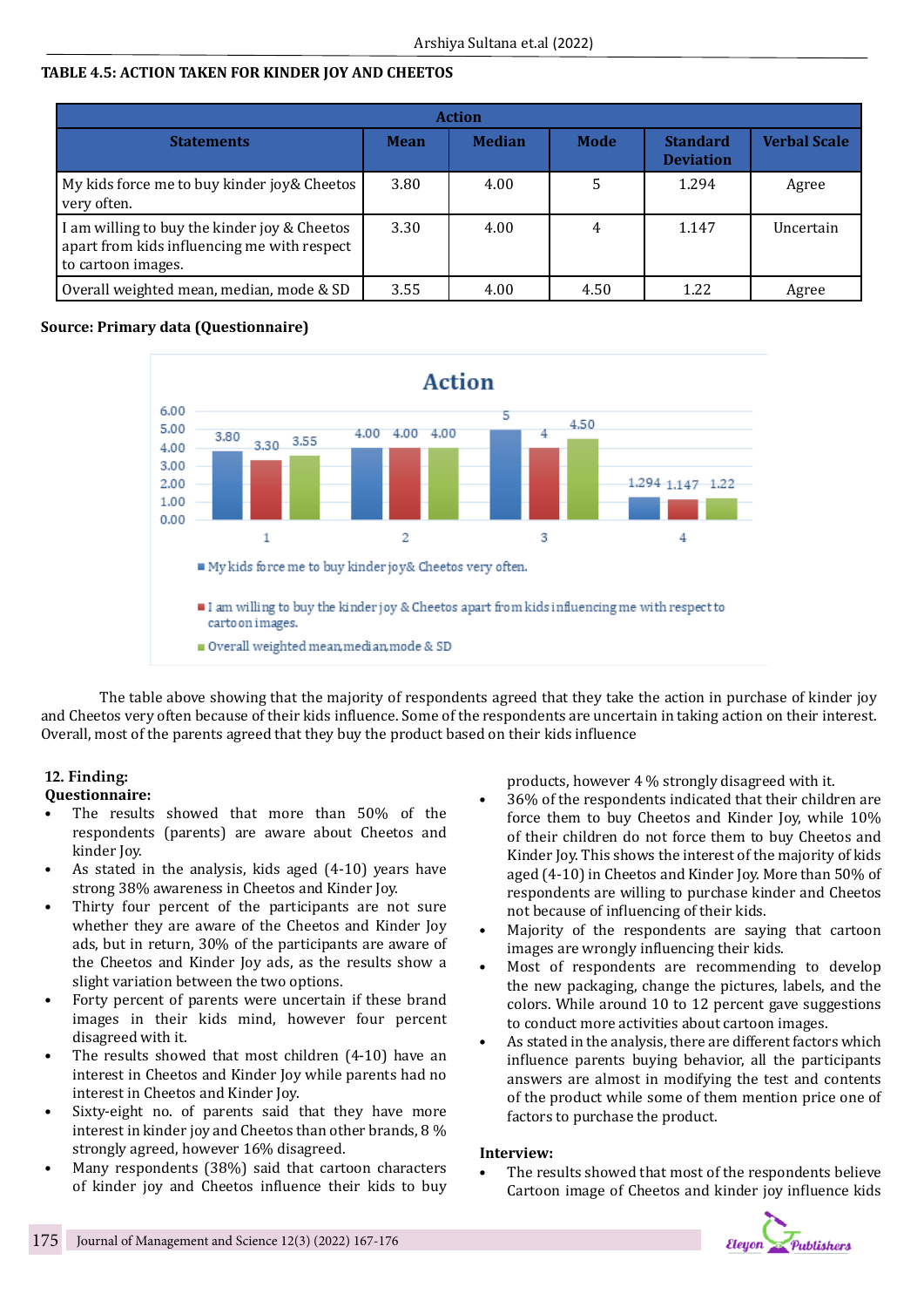**TABLE 4.5: ACTION TAKEN FOR KINDER JOY AND CHEETOS**

| Action | | | | | |
|---|---|---|---|---|---|
| **Statements** | **Mean** | **Median** | **Mode** | **Standard Deviation** | **Verbal Scale** |
| My kids force me to buy kinder joy& Cheetos very often. | 3.80 | 4.00 | 5 | 1.294 | Agree |
| I am willing to buy the kinder joy & Cheetos apart from kids influencing me with respect to cartoon images. | 3.30 | 4.00 | 4 | 1.147 | Uncertain |
| Overall weighted mean, median, mode & SD | 3.55 | 4.00 | 4.50 | 1.22 | Agree |

**Source: Primary data (Questionnaire)**

The table above showing that the majority of respondents agreed that they take the action in purchase of kinder joy and Cheetos very often because of their kids influence. Some of the respondents are uncertain in taking action on their interest. Overall, most of the parents agreed that they buy the product based on their kids influence

## 12. Finding:

**Questionnaire:**

- The results showed that more than 50% of the respondents (parents) are aware about Cheetos and kinder Joy.
- As stated in the analysis, kids aged (4-10) years have strong 38% awareness in Cheetos and Kinder Joy.
- Thirty four percent of the participants are not sure whether they are aware of the Cheetos and Kinder Joy ads, but in return, 30% of the participants are aware of the Cheetos and Kinder Joy ads, as the results show a slight variation between the two options.
- Forty percent of parents were uncertain if these brand images in their kids mind, however four percent disagreed with it.
- The results showed that most children (4-10) have an interest in Cheetos and Kinder Joy while parents had no interest in Cheetos and Kinder Joy.
- Sixty-eight no. of parents said that they have more interest in kinder joy and Cheetos than other brands, 8 % strongly agreed, however 16% disagreed.
- Many respondents (38%) said that cartoon characters of kinder joy and Cheetos influence their kids to buy products, however 4 % strongly disagreed with it.
- 36% of the respondents indicated that their children are force them to buy Cheetos and Kinder Joy, while 10% of their children do not force them to buy Cheetos and Kinder Joy. This shows the interest of the majority of kids aged (4-10) in Cheetos and Kinder Joy. More than 50% of respondents are willing to purchase kinder and Cheetos not because of influencing of their kids.
- Majority of the respondents are saying that cartoon images are wrongly influencing their kids.
- Most of respondents are recommending to develop the new packaging, change the pictures, labels, and the colors. While around 10 to 12 percent gave suggestions to conduct more activities about cartoon images.
- As stated in the analysis, there are different factors which influence parents buying behavior, all the participants answers are almost in modifying the test and contents of the product while some of them mention price one of factors to purchase the product.

**Interview:**

- The results showed that most of the respondents believe Cartoon image of Cheetos and kinder joy influence kids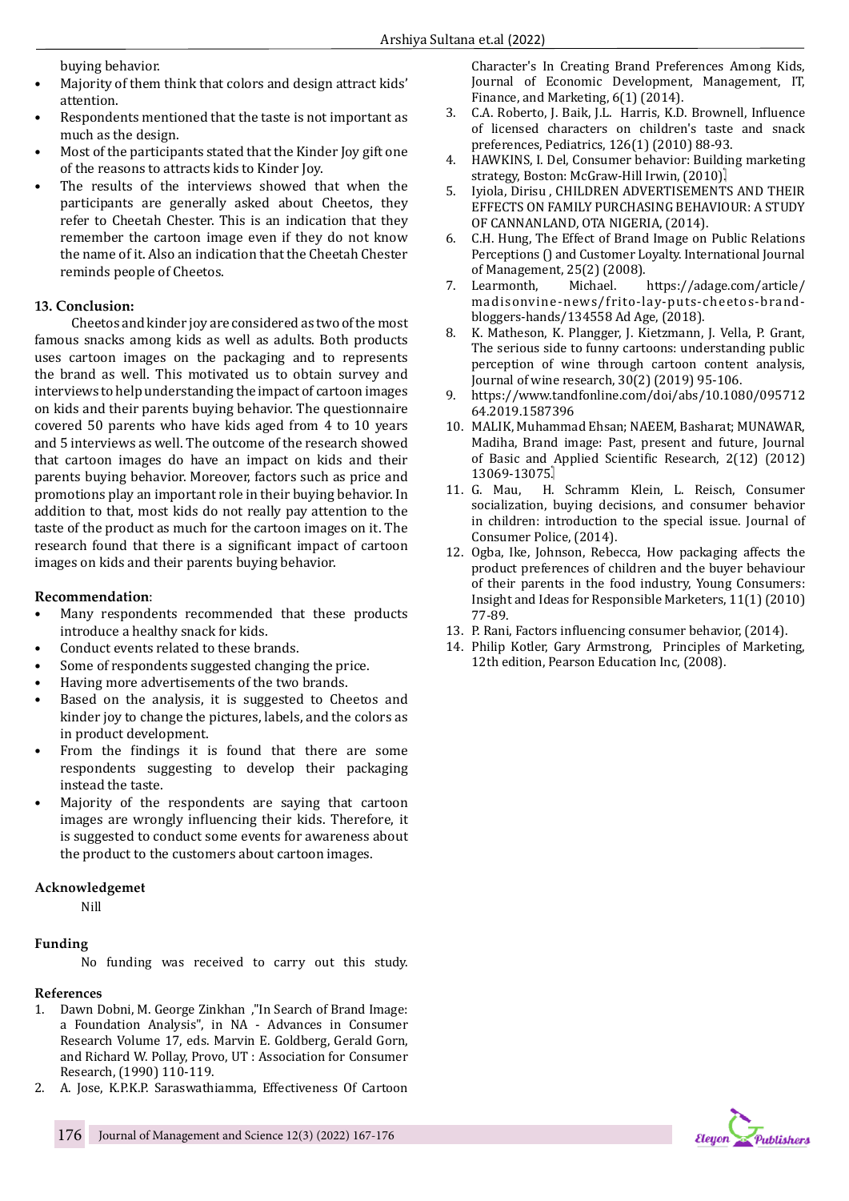buying behavior.

- Majority of them think that colors and design attract kids' attention.
- Respondents mentioned that the taste is not important as much as the design.
- Most of the participants stated that the Kinder Joy gift one of the reasons to attracts kids to Kinder Joy.
- The results of the interviews showed that when the participants are generally asked about Cheetos, they refer to Cheetah Chester. This is an indication that they remember the cartoon image even if they do not know the name of it. Also an indication that the Cheetah Chester reminds people of Cheetos.

## 13. Conclusion:

Cheetos and kinder joy are considered as two of the most famous snacks among kids as well as adults. Both products uses cartoon images on the packaging and to represents the brand as well. This motivated us to obtain survey and interviews to help understanding the impact of cartoon images on kids and their parents buying behavior. The questionnaire covered 50 parents who have kids aged from 4 to 10 years and 5 interviews as well. The outcome of the research showed that cartoon images do have an impact on kids and their parents buying behavior. Moreover, factors such as price and promotions play an important role in their buying behavior. In addition to that, most kids do not really pay attention to the taste of the product as much for the cartoon images on it. The research found that there is a significant impact of cartoon images on kids and their parents buying behavior.

### Recommendation:

- Many respondents recommended that these products introduce a healthy snack for kids.
- Conduct events related to these brands.
- Some of respondents suggested changing the price.
- Having more advertisements of the two brands.
- Based on the analysis, it is suggested to Cheetos and kinder joy to change the pictures, labels, and the colors as in product development.
- From the findings it is found that there are some respondents suggesting to develop their packaging instead the taste.
- Majority of the respondents are saying that cartoon images are wrongly influencing their kids. Therefore, it is suggested to conduct some events for awareness about the product to the customers about cartoon images.

### Acknowledgemet

Nill

### Funding

No funding was received to carry out this study.

### References

1. Dawn Dobni, M. George Zinkhan ,"In Search of Brand Image: a Foundation Analysis", in NA - Advances in Consumer Research Volume 17, eds. Marvin E. Goldberg, Gerald Gorn, and Richard W. Pollay, Provo, UT : Association for Consumer Research, (1990) 110-119.
2. A. Jose, K.P.K.P. Saraswathiamma, Effectiveness Of Cartoon Character's In Creating Brand Preferences Among Kids, Journal of Economic Development, Management, IT, Finance, and Marketing, 6(1) (2014).
3. C.A. Roberto, J. Baik, J.L. Harris, K.D. Brownell, Influence of licensed characters on children's taste and snack preferences, Pediatrics, 126(1) (2010) 88-93.
4. HAWKINS, I. Del, Consumer behavior: Building marketing strategy, Boston: McGraw-Hill Irwin, (2010).
5. Iyiola, Dirisu , CHILDREN ADVERTISEMENTS AND THEIR EFFECTS ON FAMILY PURCHASING BEHAVIOUR: A STUDY OF CANNANLAND, OTA NIGERIA, (2014).
6. C.H. Hung, The Effect of Brand Image on Public Relations Perceptions () and Customer Loyalty. International Journal of Management, 25(2) (2008).
7. Learmonth, Michael. https://adage.com/article/madisonvine-news/frito-lay-puts-cheetos-brand-bloggers-hands/134558 Ad Age, (2018).
8. K. Matheson, K. Plangger, J. Kietzmann, J. Vella, P. Grant, The serious side to funny cartoons: understanding public perception of wine through cartoon content analysis, Journal of wine research, 30(2) (2019) 95-106.
9. https://www.tandfonline.com/doi/abs/10.1080/09571264.2019.1587396
10. MALIK, Muhammad Ehsan; NAEEM, Basharat; MUNAWAR, Madiha, Brand image: Past, present and future, Journal of Basic and Applied Scientific Research, 2(12) (2012) 13069-13075.
11. G. Mau, H. Schramm Klein, L. Reisch, Consumer socialization, buying decisions, and consumer behavior in children: introduction to the special issue. Journal of Consumer Police, (2014).
12. Ogba, Ike, Johnson, Rebecca, How packaging affects the product preferences of children and the buyer behaviour of their parents in the food industry, Young Consumers: Insight and Ideas for Responsible Marketers, 11(1) (2010) 77-89.
13. P. Rani, Factors influencing consumer behavior, (2014).
14. Philip Kotler, Gary Armstrong, Principles of Marketing, 12th edition, Pearson Education Inc, (2008).